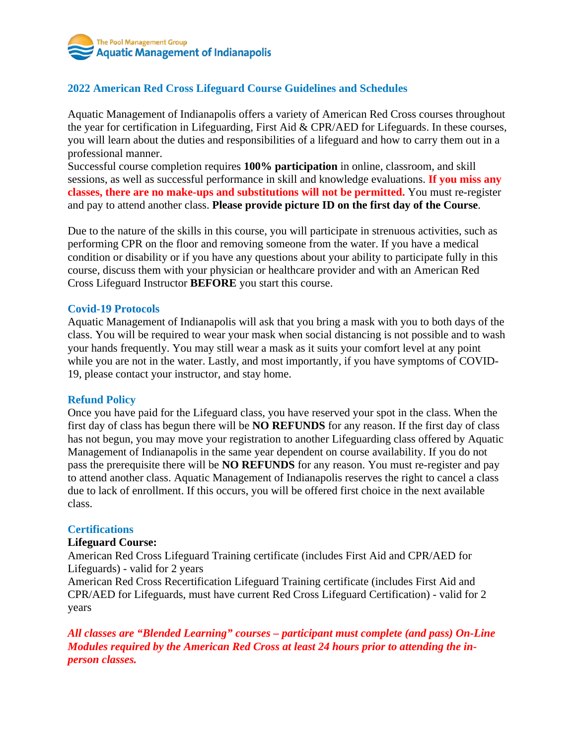The Pool Management Group
Aquatic Management of Indianapolis

## 2022 American Red Cross Lifeguard Course Guidelines and Schedules

Aquatic Management of Indianapolis offers a variety of American Red Cross courses throughout the year for certification in Lifeguarding, First Aid & CPR/AED for Lifeguards. In these courses, you will learn about the duties and responsibilities of a lifeguard and how to carry them out in a professional manner.
Successful course completion requires **100% participation** in online, classroom, and skill sessions, as well as successful performance in skill and knowledge evaluations. **If you miss any classes, there are no make-ups and substitutions will not be permitted.** You must re-register and pay to attend another class. **Please provide picture ID on the first day of the Course**.

Due to the nature of the skills in this course, you will participate in strenuous activities, such as performing CPR on the floor and removing someone from the water. If you have a medical condition or disability or if you have any questions about your ability to participate fully in this course, discuss them with your physician or healthcare provider and with an American Red Cross Lifeguard Instructor **BEFORE** you start this course.

### Covid-19 Protocols

Aquatic Management of Indianapolis will ask that you bring a mask with you to both days of the class. You will be required to wear your mask when social distancing is not possible and to wash your hands frequently. You may still wear a mask as it suits your comfort level at any point while you are not in the water. Lastly, and most importantly, if you have symptoms of COVID-19, please contact your instructor, and stay home.

### Refund Policy

Once you have paid for the Lifeguard class, you have reserved your spot in the class. When the first day of class has begun there will be **NO REFUNDS** for any reason. If the first day of class has not begun, you may move your registration to another Lifeguarding class offered by Aquatic Management of Indianapolis in the same year dependent on course availability. If you do not pass the prerequisite there will be **NO REFUNDS** for any reason. You must re-register and pay to attend another class. Aquatic Management of Indianapolis reserves the right to cancel a class due to lack of enrollment. If this occurs, you will be offered first choice in the next available class.

### Certifications

**Lifeguard Course:**
American Red Cross Lifeguard Training certificate (includes First Aid and CPR/AED for Lifeguards) - valid for 2 years
American Red Cross Recertification Lifeguard Training certificate (includes First Aid and CPR/AED for Lifeguards, must have current Red Cross Lifeguard Certification) - valid for 2 years

***All classes are "Blended Learning" courses – participant must complete (and pass) On-Line Modules required by the American Red Cross at least 24 hours prior to attending the in-person classes.***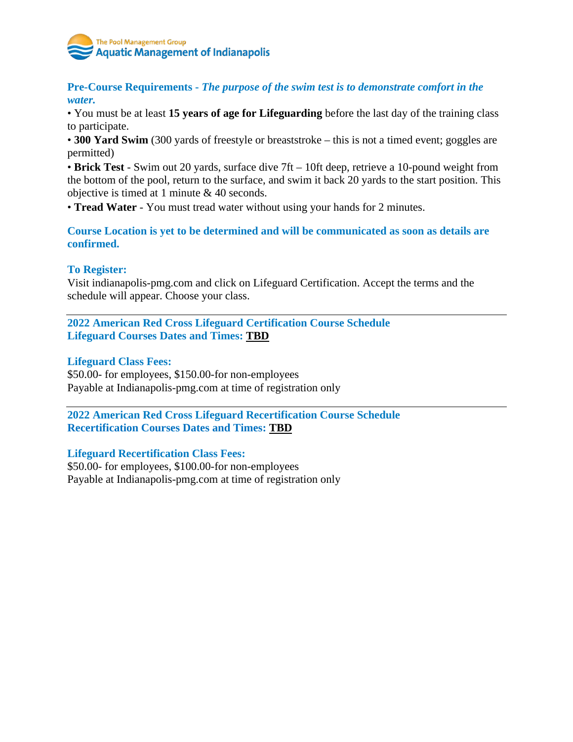The Pool Management Group
Aquatic Management of Indianapolis

**Pre-Course Requirements -** ***The purpose of the swim test is to demonstrate comfort in the water.***

- You must be at least **15 years of age for Lifeguarding** before the last day of the training class to participate.
- **300 Yard Swim** (300 yards of freestyle or breaststroke – this is not a timed event; goggles are permitted)
- **Brick Test** - Swim out 20 yards, surface dive 7ft – 10ft deep, retrieve a 10-pound weight from the bottom of the pool, return to the surface, and swim it back 20 yards to the start position. This objective is timed at 1 minute & 40 seconds.
- **Tread Water** - You must tread water without using your hands for 2 minutes.

**Course Location is yet to be determined and will be communicated as soon as details are confirmed.**

**To Register:**

Visit indianapolis-pmg.com and click on Lifeguard Certification. Accept the terms and the schedule will appear. Choose your class.

---

**2022 American Red Cross Lifeguard Certification Course Schedule**
**Lifeguard Courses Dates and Times: TBD**

**Lifeguard Class Fees:**

$50.00- for employees, $150.00-for non-employees
Payable at Indianapolis-pmg.com at time of registration only

---

**2022 American Red Cross Lifeguard Recertification Course Schedule**
**Recertification Courses Dates and Times: TBD**

**Lifeguard Recertification Class Fees:**

$50.00- for employees, $100.00-for non-employees
Payable at Indianapolis-pmg.com at time of registration only